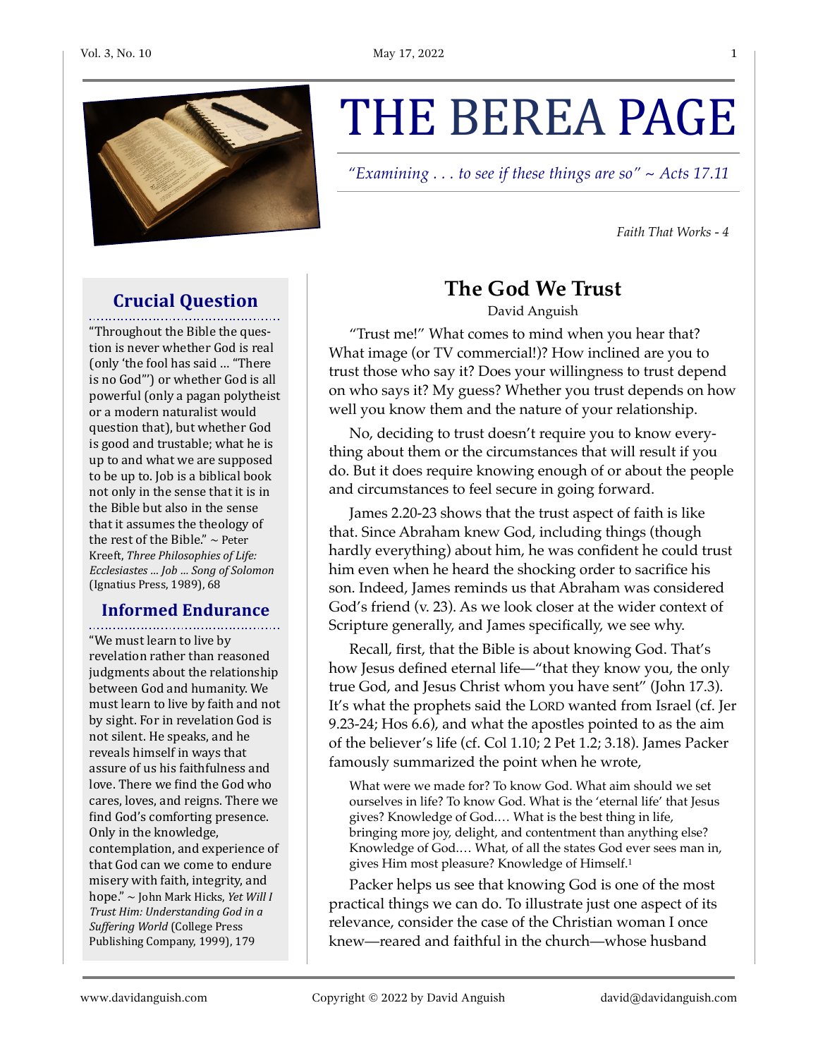# THE BEREA PAGE

*"Examining . . . to see if these things are so" ~ Acts 17.11*

*Faith That Works - 4*

## The God We Trust

David Anguish

"Trust me!" What comes to mind when you hear that? What image (or TV commercial!)? How inclined are you to trust those who say it? Does your willingness to trust depend on who says it? My guess? Whether you trust depends on how well you know them and the nature of your relationship.

No, deciding to trust doesn't require you to know everything about them or the circumstances that will result if you do. But it does require knowing enough of or about the people and circumstances to feel secure in going forward.

James 2.20-23 shows that the trust aspect of faith is like that. Since Abraham knew God, including things (though hardly everything) about him, he was confident he could trust him even when he heard the shocking order to sacrifice his son. Indeed, James reminds us that Abraham was considered God's friend (v. 23). As we look closer at the wider context of Scripture generally, and James specifically, we see why.

Recall, first, that the Bible is about knowing God. That's how Jesus defined eternal life—"that they know you, the only true God, and Jesus Christ whom you have sent" (John 17.3). It's what the prophets said the LORD wanted from Israel (cf. Jer 9.23-24; Hos 6.6), and what the apostles pointed to as the aim of the believer's life (cf. Col 1.10; 2 Pet 1.2; 3.18). James Packer famously summarized the point when he wrote,

> What were we made for? To know God. What aim should we set ourselves in life? To know God. What is the 'eternal life' that Jesus gives? Knowledge of God.… What is the best thing in life, bringing more joy, delight, and contentment than anything else? Knowledge of God.… What, of all the states God ever sees man in, gives Him most pleasure? Knowledge of Himself.[1]

Packer helps us see that knowing God is one of the most practical things we can do. To illustrate just one aspect of its relevance, consider the case of the Christian woman I once knew—reared and faithful in the church—whose husband

---

### Crucial Question

"Throughout the Bible the question is never whether God is real (only 'the fool has said … "There is no God"') or whether God is all powerful (only a pagan polytheist or a modern naturalist would question that), but whether God is good and trustable; what he is up to and what we are supposed to be up to. Job is a biblical book not only in the sense that it is in the Bible but also in the sense that it assumes the theology of the rest of the Bible." ~ Peter Kreeft, *Three Philosophies of Life: Ecclesiastes … Job … Song of Solomon* (Ignatius Press, 1989), 68

### Informed Endurance

"We must learn to live by revelation rather than reasoned judgments about the relationship between God and humanity. We must learn to live by faith and not by sight. For in revelation God is not silent. He speaks, and he reveals himself in ways that assure of us his faithfulness and love. There we find the God who cares, loves, and reigns. There we find God's comforting presence. Only in the knowledge, contemplation, and experience of that God can we come to endure misery with faith, integrity, and hope." ~ John Mark Hicks, *Yet Will I Trust Him: Understanding God in a Suffering World* (College Press Publishing Company, 1999), 179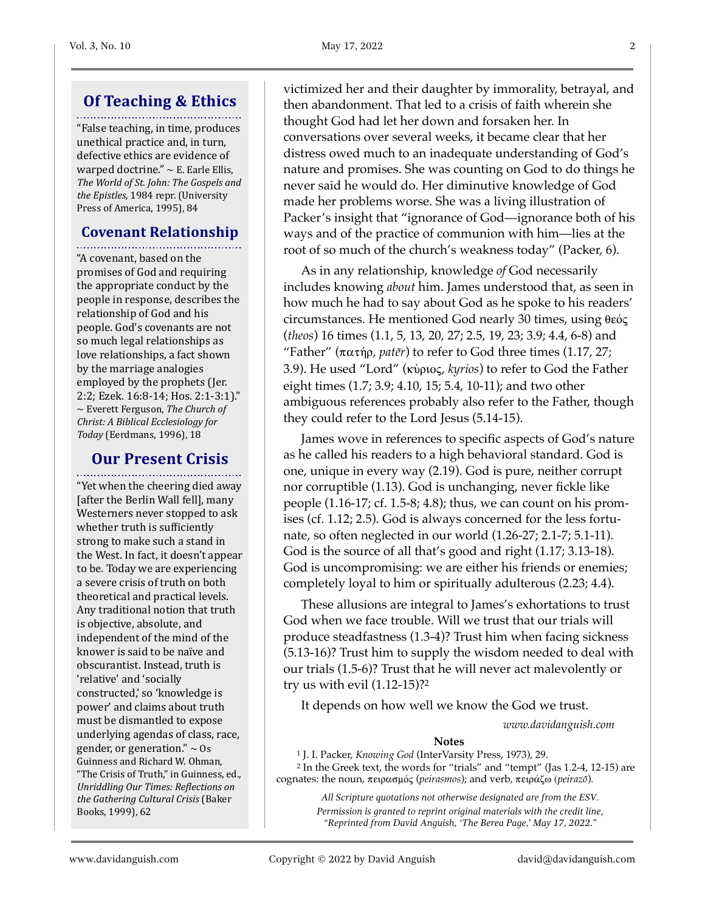## Of Teaching & Ethics

"False teaching, in time, produces unethical practice and, in turn, defective ethics are evidence of warped doctrine." ~ E. Earle Ellis, *The World of St. John: The Gospels and the Epistles,* 1984 repr. (University Press of America, 1995), 84

## Covenant Relationship

"A covenant, based on the promises of God and requiring the appropriate conduct by the people in response, describes the relationship of God and his people. God's covenants are not so much legal relationships as love relationships, a fact shown by the marriage analogies employed by the prophets (Jer. 2:2; Ezek. 16:8-14; Hos. 2:1-3:1)." ~ Everett Ferguson, *The Church of Christ: A Biblical Ecclesiology for Today* (Eerdmans, 1996), 18

## Our Present Crisis

"Yet when the cheering died away [after the Berlin Wall fell], many Westerners never stopped to ask whether truth is sufficiently strong to make such a stand in the West. In fact, it doesn't appear to be. Today we are experiencing a severe crisis of truth on both theoretical and practical levels. Any traditional notion that truth is objective, absolute, and independent of the mind of the knower is said to be naïve and obscurantist. Instead, truth is 'relative' and 'socially constructed,' so 'knowledge is power' and claims about truth must be dismantled to expose underlying agendas of class, race, gender, or generation." ~ Os Guinness and Richard W. Ohman, "The Crisis of Truth," in Guinness, ed., *Unriddling Our Times: Reflections on the Gathering Cultural Crisis* (Baker Books, 1999), 62

---

victimized her and their daughter by immorality, betrayal, and then abandonment. That led to a crisis of faith wherein she thought God had let her down and forsaken her. In conversations over several weeks, it became clear that her distress owed much to an inadequate understanding of God's nature and promises. She was counting on God to do things he never said he would do. Her diminutive knowledge of God made her problems worse. She was a living illustration of Packer's insight that "ignorance of God—ignorance both of his ways and of the practice of communion with him—lies at the root of so much of the church's weakness today" (Packer, 6).

As in any relationship, knowledge *of* God necessarily includes knowing *about* him. James understood that, as seen in how much he had to say about God as he spoke to his readers' circumstances. He mentioned God nearly 30 times, using θεός (*theos*) 16 times (1.1, 5, 13, 20, 27; 2.5, 19, 23; 3.9; 4.4, 6-8) and "Father" (πατήρ, *patēr*) to refer to God three times (1.17, 27; 3.9). He used "Lord" (κύριος, *kyrios*) to refer to God the Father eight times (1.7; 3.9; 4.10, 15; 5.4, 10-11); and two other ambiguous references probably also refer to the Father, though they could refer to the Lord Jesus (5.14-15).

James wove in references to specific aspects of God's nature as he called his readers to a high behavioral standard. God is one, unique in every way (2.19). God is pure, neither corrupt nor corruptible (1.13). God is unchanging, never fickle like people (1.16-17; cf. 1.5-8; 4.8); thus, we can count on his promises (cf. 1.12; 2.5). God is always concerned for the less fortunate, so often neglected in our world (1.26-27; 2.1-7; 5.1-11). God is the source of all that's good and right (1.17; 3.13-18). God is uncompromising: we are either his friends or enemies; completely loyal to him or spiritually adulterous (2.23; 4.4).

These allusions are integral to James's exhortations to trust God when we face trouble. Will we trust that our trials will produce steadfastness (1.3-4)? Trust him when facing sickness (5.13-16)? Trust him to supply the wisdom needed to deal with our trials (1.5-6)? Trust that he will never act malevolently or try us with evil (1.12-15)?[2]

It depends on how well we know the God we trust.

*www.davidanguish.com*

**Notes**

[1] J. I. Packer, *Knowing God* (InterVarsity Press, 1973), 29.

[2] In the Greek text, the words for "trials" and "tempt" (Jas 1.2-4, 12-15) are cognates: the noun, πειρασμός (*peirasmos*); and verb, πειράζω (*peirazō*).

*All Scripture quotations not otherwise designated are from the ESV.*
*Permission is granted to reprint original materials with the credit line, "Reprinted from David Anguish, 'The Berea Page,' May 17, 2022."*